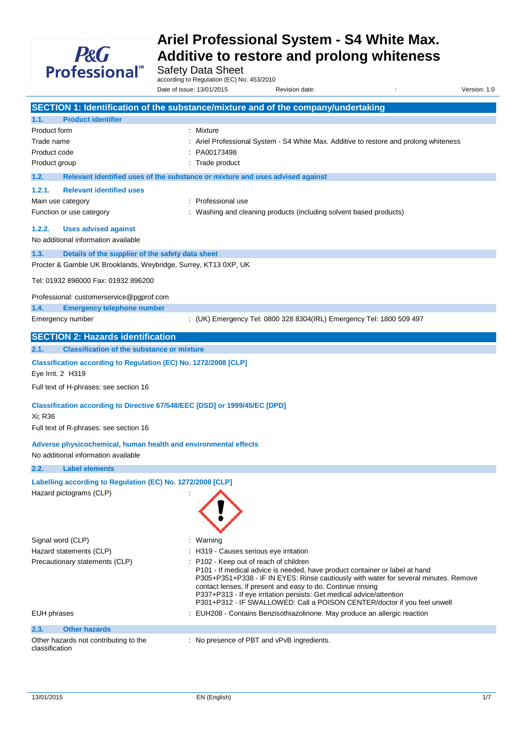# Ariel Professional System - S4 White Max. Additive to restore and prolong whiteness

Safety Data Sheet
according to Regulation (EC) No. 453/2010

Date of issue: 13/01/2015 Revision date: : Version: 1.0

## SECTION 1: Identification of the substance/mixture and of the company/undertaking

### 1.1. Product identifier

Product form : Mixture

Trade name : Ariel Professional System - S4 White Max. Additive to restore and prolong whiteness

Product code : PA00173498

Product group : Trade product

### 1.2. Relevant identified uses of the substance or mixture and uses advised against

#### 1.2.1. Relevant identified uses

Main use category : Professional use

Function or use category : Washing and cleaning products (including solvent based products)

#### 1.2.2. Uses advised against

No additional information available

### 1.3. Details of the supplier of the safety data sheet

Procter & Gamble UK Brooklands, Weybridge, Surrey, KT13 0XP, UK

Tel: 01932 896000 Fax: 01932 896200

Professional: customerservice@pgprof.com

### 1.4. Emergency telephone number

Emergency number : (UK) Emergency Tel: 0800 328 8304(IRL) Emergency Tel: 1800 509 497

## SECTION 2: Hazards identification

### 2.1. Classification of the substance or mixture

**Classification according to Regulation (EC) No. 1272/2008 [CLP]**

Eye Irrit. 2 H319

Full text of H-phrases: see section 16

**Classification according to Directive 67/548/EEC [DSD] or 1999/45/EC [DPD]**

Xi; R36

Full text of R-phrases: see section 16

**Adverse physicochemical, human health and environmental effects**

No additional information available

### 2.2. Label elements

**Labelling according to Regulation (EC) No. 1272/2008 [CLP]**

Hazard pictograms (CLP) :

Signal word (CLP) : Warning

Hazard statements (CLP) : H319 - Causes serious eye irritation

Precautionary statements (CLP) : P102 - Keep out of reach of children
P101 - If medical advice is needed, have product container or label at hand
P305+P351+P338 - IF IN EYES: Rinse cautiously with water for several minutes. Remove contact lenses, if present and easy to do. Continue rinsing
P337+P313 - If eye irritation persists: Get medical advice/attention
P301+P312 - IF SWALLOWED: Call a POISON CENTER/doctor if you feel unwell

EUH phrases : EUH208 - Contains Benzisothiazolinone. May produce an allergic reaction

### 2.3. Other hazards

Other hazards not contributing to the classification : No presence of PBT and vPvB ingredients.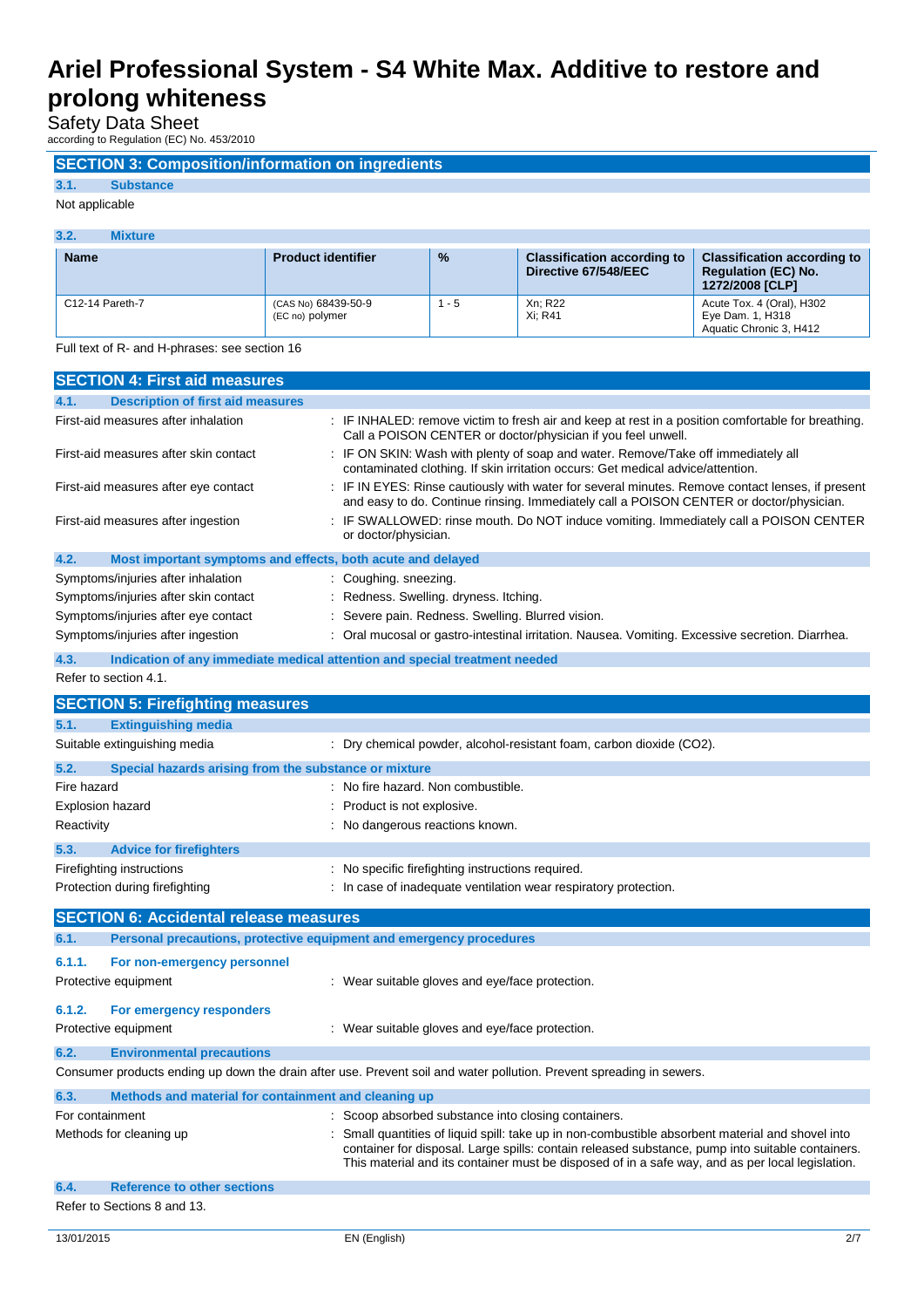## SECTION 3: Composition/information on ingredients

### 3.1. Substance

Not applicable

### 3.2. Mixture

| Name | Product identifier | % | Classification according to Directive 67/548/EEC | Classification according to Regulation (EC) No. 1272/2008 [CLP] |
|---|---|---|---|---|
| C12-14 Pareth-7 | (CAS No) 68439-50-9<br>(EC no) polymer | 1 - 5 | Xn; R22<br>Xi; R41 | Acute Tox. 4 (Oral), H302<br>Eye Dam. 1, H318<br>Aquatic Chronic 3, H412 |

Full text of R- and H-phrases: see section 16

## SECTION 4: First aid measures

### 4.1. Description of first aid measures

First-aid measures after inhalation : IF INHALED: remove victim to fresh air and keep at rest in a position comfortable for breathing. Call a POISON CENTER or doctor/physician if you feel unwell.

First-aid measures after skin contact : IF ON SKIN: Wash with plenty of soap and water. Remove/Take off immediately all contaminated clothing. If skin irritation occurs: Get medical advice/attention.

First-aid measures after eye contact : IF IN EYES: Rinse cautiously with water for several minutes. Remove contact lenses, if present and easy to do. Continue rinsing. Immediately call a POISON CENTER or doctor/physician.

First-aid measures after ingestion : IF SWALLOWED: rinse mouth. Do NOT induce vomiting. Immediately call a POISON CENTER or doctor/physician.

### 4.2. Most important symptoms and effects, both acute and delayed

Symptoms/injuries after inhalation : Coughing. sneezing.

Symptoms/injuries after skin contact : Redness. Swelling. dryness. Itching.

Symptoms/injuries after eye contact : Severe pain. Redness. Swelling. Blurred vision.

Symptoms/injuries after ingestion : Oral mucosal or gastro-intestinal irritation. Nausea. Vomiting. Excessive secretion. Diarrhea.

### 4.3. Indication of any immediate medical attention and special treatment needed

Refer to section 4.1.

## SECTION 5: Firefighting measures

### 5.1. Extinguishing media

Suitable extinguishing media : Dry chemical powder, alcohol-resistant foam, carbon dioxide ($CO_2$).

### 5.2. Special hazards arising from the substance or mixture

Fire hazard : No fire hazard. Non combustible.

Explosion hazard : Product is not explosive.

Reactivity : No dangerous reactions known.

### 5.3. Advice for firefighters

Firefighting instructions : No specific firefighting instructions required.

Protection during firefighting : In case of inadequate ventilation wear respiratory protection.

## SECTION 6: Accidental release measures

### 6.1. Personal precautions, protective equipment and emergency procedures

#### 6.1.1. For non-emergency personnel

Protective equipment : Wear suitable gloves and eye/face protection.

#### 6.1.2. For emergency responders

Protective equipment : Wear suitable gloves and eye/face protection.

### 6.2. Environmental precautions

Consumer products ending up down the drain after use. Prevent soil and water pollution. Prevent spreading in sewers.

### 6.3. Methods and material for containment and cleaning up

For containment : Scoop absorbed substance into closing containers.

Methods for cleaning up : Small quantities of liquid spill: take up in non-combustible absorbent material and shovel into container for disposal. Large spills: contain released substance, pump into suitable containers. This material and its container must be disposed of in a safe way, and as per local legislation.

### 6.4. Reference to other sections

Refer to Sections 8 and 13.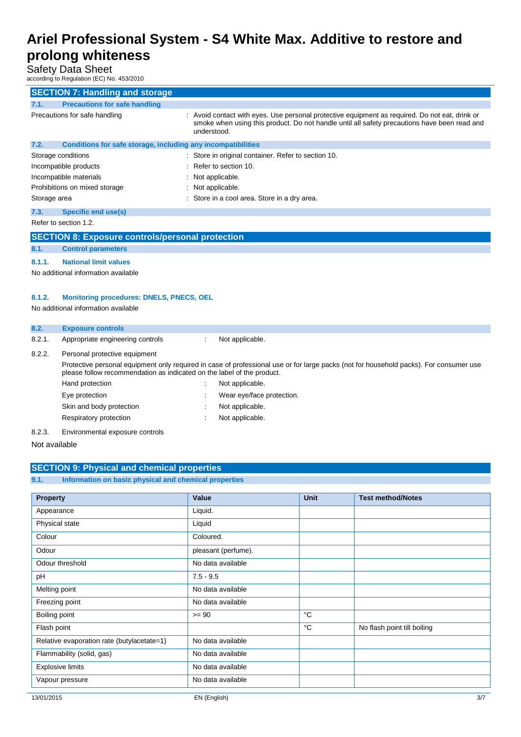# Ariel Professional System - S4 White Max. Additive to restore and prolong whiteness

Safety Data Sheet

according to Regulation (EC) No. 453/2010

## SECTION 7: Handling and storage

### 7.1. Precautions for safe handling

Precautions for safe handling : Avoid contact with eyes. Use personal protective equipment as required. Do not eat, drink or smoke when using this product. Do not handle until all safety precautions have been read and understood.

### 7.2. Conditions for safe storage, including any incompatibilities

Storage conditions : Store in original container. Refer to section 10.

Incompatible products : Refer to section 10.

Incompatible materials : Not applicable.

Prohibitions on mixed storage : Not applicable.

Storage area : Store in a cool area. Store in a dry area.

### 7.3. Specific end use(s)

Refer to section 1.2.

## SECTION 8: Exposure controls/personal protection

### 8.1. Control parameters

#### 8.1.1. National limit values

No additional information available

#### 8.1.2. Monitoring procedures: DNELS, PNECS, OEL

No additional information available

### 8.2. Exposure controls

8.2.1. Appropriate engineering controls : Not applicable.

8.2.2. Personal protective equipment

Protective personal equipment only required in case of professional use or for large packs (not for household packs). For consumer use please follow recommendation as indicated on the label of the product.

Hand protection : Not applicable.

Eye protection : Wear eye/face protection.

Skin and body protection : Not applicable.

Respiratory protection : Not applicable.

8.2.3. Environmental exposure controls

Not available

## SECTION 9: Physical and chemical properties

### 9.1. Information on basic physical and chemical properties

| Property | Value | Unit | Test method/Notes |
|---|---|---|---|
| Appearance | Liquid. | | |
| Physical state | Liquid | | |
| Colour | Coloured. | | |
| Odour | pleasant (perfume). | | |
| Odour threshold | No data available | | |
| pH | 7.5 - 9.5 | | |
| Melting point | No data available | | |
| Freezing point | No data available | | |
| Boiling point | >= 90 | °C | |
| Flash point | | °C | No flash point till boiling |
| Relative evaporation rate (butylacetate=1) | No data available | | |
| Flammability (solid, gas) | No data available | | |
| Explosive limits | No data available | | |
| Vapour pressure | No data available | | |

13/01/2015 EN (English)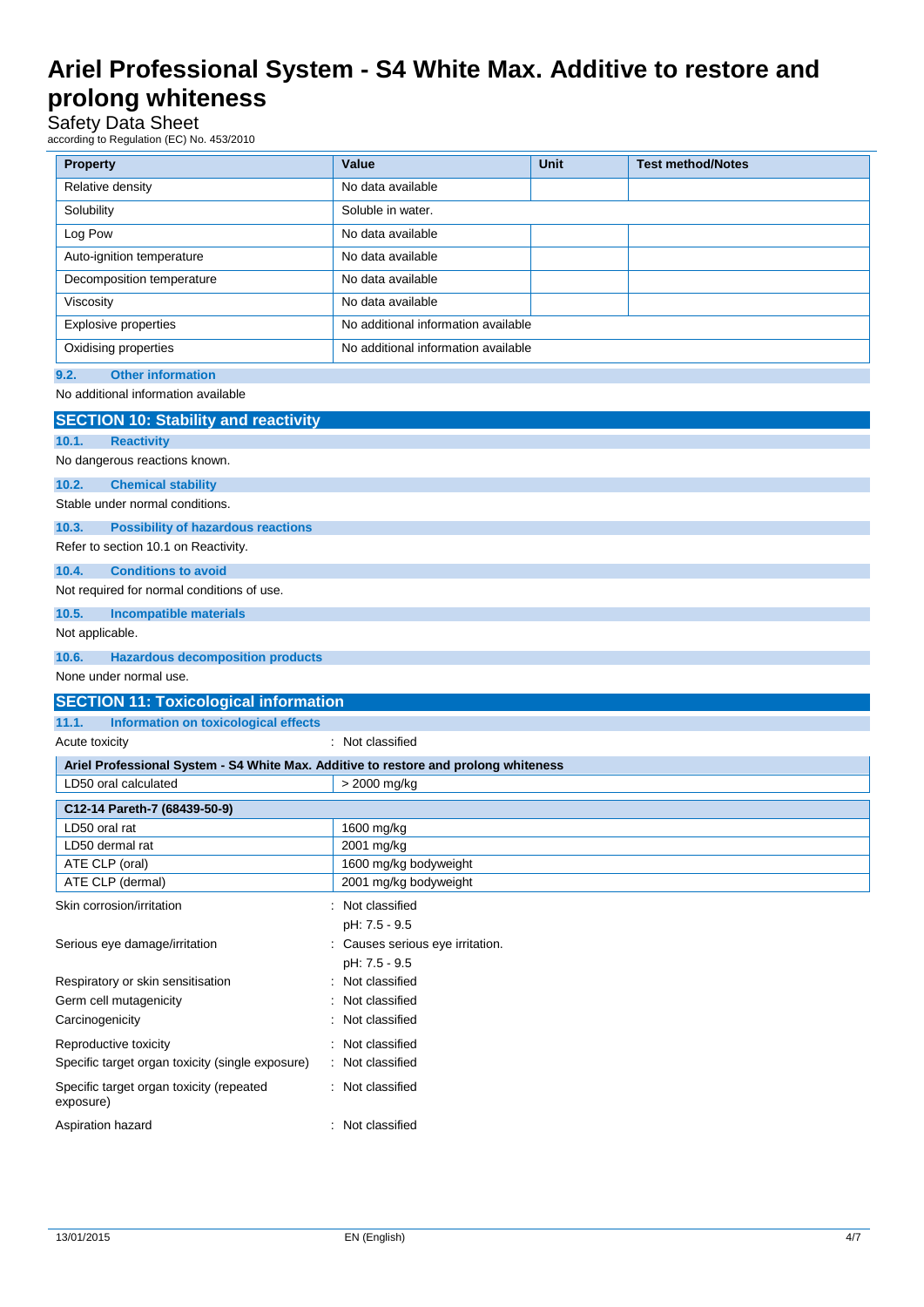| Property | Value | Unit | Test method/Notes |
|---|---|---|---|
| Relative density | No data available | | |
| Solubility | Soluble in water. | | |
| Log Pow | No data available | | |
| Auto-ignition temperature | No data available | | |
| Decomposition temperature | No data available | | |
| Viscosity | No data available | | |
| Explosive properties | No additional information available | | |
| Oxidising properties | No additional information available | | |

### 9.2. Other information

No additional information available

## SECTION 10: Stability and reactivity

### 10.1. Reactivity

No dangerous reactions known.

### 10.2. Chemical stability

Stable under normal conditions.

### 10.3. Possibility of hazardous reactions

Refer to section 10.1 on Reactivity.

### 10.4. Conditions to avoid

Not required for normal conditions of use.

### 10.5. Incompatible materials

Not applicable.

### 10.6. Hazardous decomposition products

None under normal use.

## SECTION 11: Toxicological information

### 11.1. Information on toxicological effects

Acute toxicity : Not classified

| Ariel Professional System - S4 White Max. Additive to restore and prolong whiteness | |
|---|---|
| LD50 oral calculated | > 2000 mg/kg |

| C12-14 Pareth-7 (68439-50-9) | |
|---|---|
| LD50 oral rat | 1600 mg/kg |
| LD50 dermal rat | 2001 mg/kg |
| ATE CLP (oral) | 1600 mg/kg bodyweight |
| ATE CLP (dermal) | 2001 mg/kg bodyweight |

Skin corrosion/irritation : Not classified

pH: 7.5 - 9.5

Serious eye damage/irritation : Causes serious eye irritation.

pH: 7.5 - 9.5

Respiratory or skin sensitisation : Not classified

Germ cell mutagenicity : Not classified

Carcinogenicity : Not classified

Reproductive toxicity : Not classified

Specific target organ toxicity (single exposure) : Not classified

Specific target organ toxicity (repeated exposure) : Not classified

Aspiration hazard : Not classified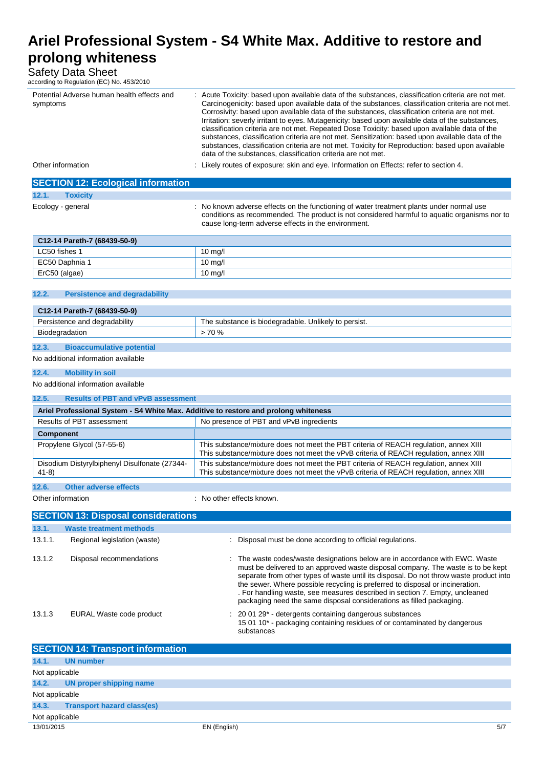| | |
|---|---|
| Potential Adverse human health effects and symptoms | : Acute Toxicity: based upon available data of the substances, classification criteria are not met. Carcinogenicity: based upon available data of the substances, classification criteria are not met. Corrosivity: based upon available data of the substances, classification criteria are not met. Irritation: severly irritant to eyes. Mutagenicity: based upon available data of the substances, classification criteria are not met. Repeated Dose Toxicity: based upon available data of the substances, classification criteria are not met. Sensitization: based upon available data of the substances, classification criteria are not met. Toxicity for Reproduction: based upon available data of the substances, classification criteria are not met. |
| Other information | : Likely routes of exposure: skin and eye. Information on Effects: refer to section 4. |

## SECTION 12: Ecological information

### 12.1. Toxicity

Ecology - general : No known adverse effects on the functioning of water treatment plants under normal use conditions as recommended. The product is not considered harmful to aquatic organisms nor to cause long-term adverse effects in the environment.

| C12-14 Pareth-7 (68439-50-9) | |
|---|---|
| LC50 fishes 1 | 10 mg/l |
| EC50 Daphnia 1 | 10 mg/l |
| ErC50 (algae) | 10 mg/l |

### 12.2. Persistence and degradability

| C12-14 Pareth-7 (68439-50-9) | |
|---|---|
| Persistence and degradability | The substance is biodegradable. Unlikely to persist. |
| Biodegradation | > 70 % |

### 12.3. Bioaccumulative potential

No additional information available

### 12.4. Mobility in soil

No additional information available

### 12.5. Results of PBT and vPvB assessment

| Ariel Professional System - S4 White Max. Additive to restore and prolong whiteness | |
|---|---|
| Results of PBT assessment | No presence of PBT and vPvB ingredients |
| **Component** | |
| Propylene Glycol (57-55-6) | This substance/mixture does not meet the PBT criteria of REACH regulation, annex XIII<br>This substance/mixture does not meet the vPvB criteria of REACH regulation, annex XIII |
| Disodium Distyrylbiphenyl Disulfonate (27344-41-8) | This substance/mixture does not meet the PBT criteria of REACH regulation, annex XIII<br>This substance/mixture does not meet the vPvB criteria of REACH regulation, annex XIII |

### 12.6. Other adverse effects

Other information : No other effects known.

## SECTION 13: Disposal considerations

### 13.1. Waste treatment methods

| | | |
|---|---|---|
| 13.1.1. | Regional legislation (waste) | : Disposal must be done according to official regulations. |
| 13.1.2 | Disposal recommendations | : The waste codes/waste designations below are in accordance with EWC. Waste must be delivered to an approved waste disposal company. The waste is to be kept separate from other types of waste until its disposal. Do not throw waste product into the sewer. Where possible recycling is preferred to disposal or incineration. . For handling waste, see measures described in section 7. Empty, uncleaned packaging need the same disposal considerations as filled packaging. |
| 13.1.3 | EURAL Waste code product | : 20 01 29* - detergents containing dangerous substances<br>15 01 10* - packaging containing residues of or contaminated by dangerous substances |

## SECTION 14: Transport information

### 14.1. UN number

Not applicable

### 14.2. UN proper shipping name

Not applicable

### 14.3. Transport hazard class(es)

Not applicable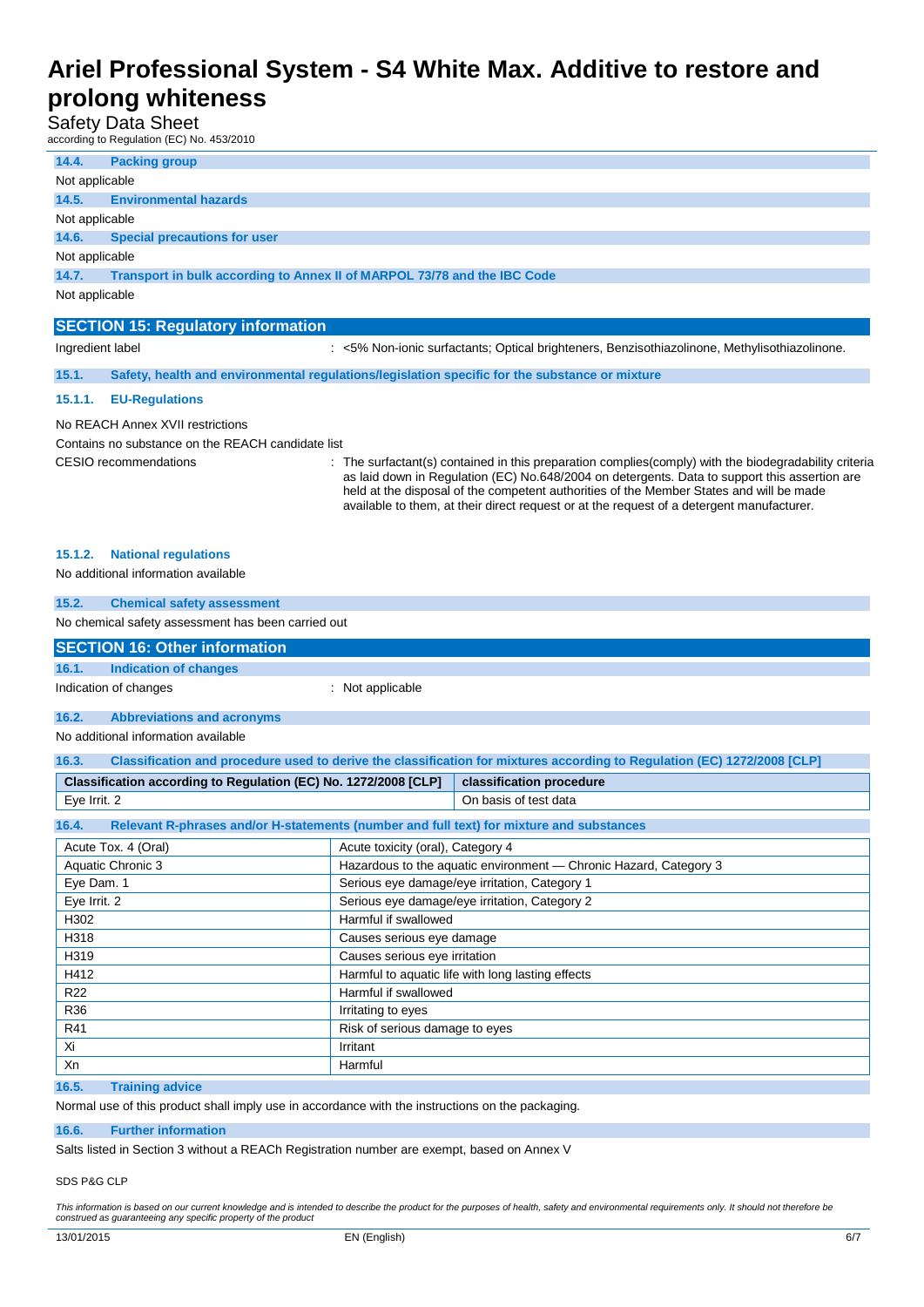### 14.4. Packing group

Not applicable

### 14.5. Environmental hazards

Not applicable

### 14.6. Special precautions for user

Not applicable

### 14.7. Transport in bulk according to Annex II of MARPOL 73/78 and the IBC Code

Not applicable

## SECTION 15: Regulatory information

Ingredient label : <5% Non-ionic surfactants; Optical brighteners, Benzisothiazolinone, Methylisothiazolinone.

### 15.1. Safety, health and environmental regulations/legislation specific for the substance or mixture

#### 15.1.1. EU-Regulations

No REACH Annex XVII restrictions

Contains no substance on the REACH candidate list

CESIO recommendations : The surfactant(s) contained in this preparation complies(comply) with the biodegradability criteria as laid down in Regulation (EC) No.648/2004 on detergents. Data to support this assertion are held at the disposal of the competent authorities of the Member States and will be made available to them, at their direct request or at the request of a detergent manufacturer.

#### 15.1.2. National regulations

No additional information available

### 15.2. Chemical safety assessment

No chemical safety assessment has been carried out

## SECTION 16: Other information

### 16.1. Indication of changes

Indication of changes : Not applicable

### 16.2. Abbreviations and acronyms

No additional information available

### 16.3. Classification and procedure used to derive the classification for mixtures according to Regulation (EC) 1272/2008 [CLP]

| Classification according to Regulation (EC) No. 1272/2008 [CLP] | classification procedure |
|---|---|
| Eye Irrit. 2 | On basis of test data |

### 16.4. Relevant R-phrases and/or H-statements (number and full text) for mixture and substances

| | |
|---|---|
| Acute Tox. 4 (Oral) | Acute toxicity (oral), Category 4 |
| Aquatic Chronic 3 | Hazardous to the aquatic environment — Chronic Hazard, Category 3 |
| Eye Dam. 1 | Serious eye damage/eye irritation, Category 1 |
| Eye Irrit. 2 | Serious eye damage/eye irritation, Category 2 |
| H302 | Harmful if swallowed |
| H318 | Causes serious eye damage |
| H319 | Causes serious eye irritation |
| H412 | Harmful to aquatic life with long lasting effects |
| R22 | Harmful if swallowed |
| R36 | Irritating to eyes |
| R41 | Risk of serious damage to eyes |
| Xi | Irritant |
| Xn | Harmful |

### 16.5. Training advice

Normal use of this product shall imply use in accordance with the instructions on the packaging.

### 16.6. Further information

Salts listed in Section 3 without a REACh Registration number are exempt, based on Annex V

SDS P&G CLP

*This information is based on our current knowledge and is intended to describe the product for the purposes of health, safety and environmental requirements only. It should not therefore be construed as guaranteeing any specific property of the product*